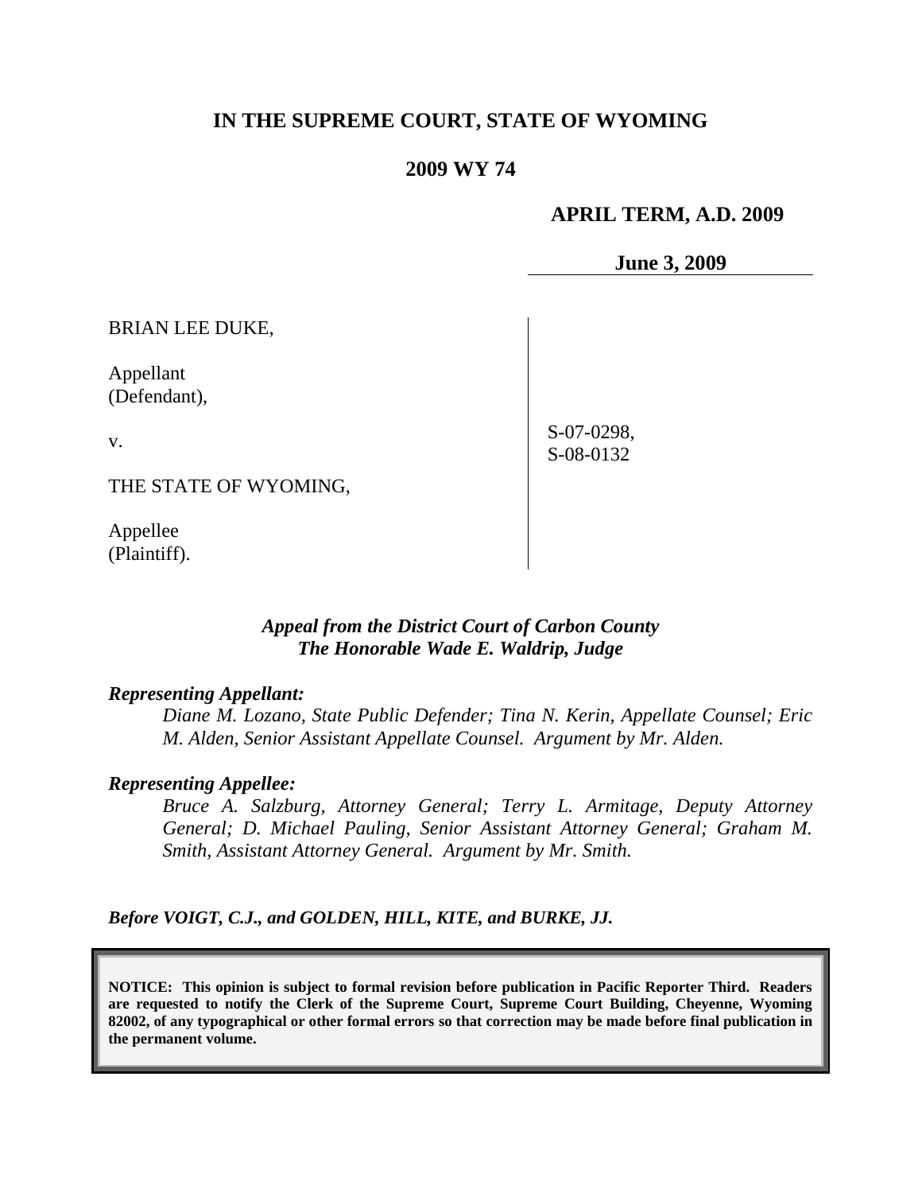# IN THE SUPREME COURT, STATE OF WYOMING

## 2009 WY 74

**APRIL TERM, A.D. 2009**

**June 3, 2009**

BRIAN LEE DUKE,

Appellant
(Defendant),

v.

THE STATE OF WYOMING,

Appellee
(Plaintiff).

S-07-0298,
S-08-0132

*Appeal from the District Court of Carbon County*
*The Honorable Wade E. Waldrip, Judge*

***Representing Appellant:***

*Diane M. Lozano, State Public Defender; Tina N. Kerin, Appellate Counsel; Eric M. Alden, Senior Assistant Appellate Counsel. Argument by Mr. Alden.*

***Representing Appellee:***

*Bruce A. Salzburg, Attorney General; Terry L. Armitage, Deputy Attorney General; D. Michael Pauling, Senior Assistant Attorney General; Graham M. Smith, Assistant Attorney General. Argument by Mr. Smith.*

***Before VOIGT, C.J., and GOLDEN, HILL, KITE, and BURKE, JJ.***

**NOTICE: This opinion is subject to formal revision before publication in Pacific Reporter Third. Readers are requested to notify the Clerk of the Supreme Court, Supreme Court Building, Cheyenne, Wyoming 82002, of any typographical or other formal errors so that correction may be made before final publication in the permanent volume.**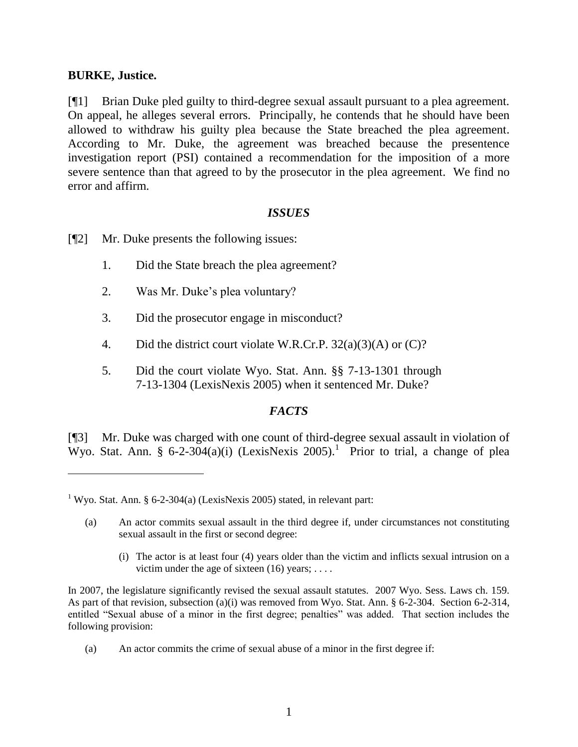**BURKE, Justice.**

[¶1] Brian Duke pled guilty to third-degree sexual assault pursuant to a plea agreement. On appeal, he alleges several errors. Principally, he contends that he should have been allowed to withdraw his guilty plea because the State breached the plea agreement. According to Mr. Duke, the agreement was breached because the presentence investigation report (PSI) contained a recommendation for the imposition of a more severe sentence than that agreed to by the prosecutor in the plea agreement. We find no error and affirm.

## *ISSUES*

[¶2] Mr. Duke presents the following issues:

1. Did the State breach the plea agreement?

2. Was Mr. Duke's plea voluntary?

3. Did the prosecutor engage in misconduct?

4. Did the district court violate W.R.Cr.P. 32(a)(3)(A) or (C)?

5. Did the court violate Wyo. Stat. Ann. §§ 7-13-1301 through 7-13-1304 (LexisNexis 2005) when it sentenced Mr. Duke?

## *FACTS*

[¶3] Mr. Duke was charged with one count of third-degree sexual assault in violation of Wyo. Stat. Ann. § 6-2-304(a)(i) (LexisNexis 2005).[1] Prior to trial, a change of plea

---

[1] Wyo. Stat. Ann. § 6-2-304(a) (LexisNexis 2005) stated, in relevant part:

> (a) An actor commits sexual assault in the third degree if, under circumstances not constituting sexual assault in the first or second degree:
>
> > (i) The actor is at least four (4) years older than the victim and inflicts sexual intrusion on a victim under the age of sixteen (16) years; . . . .

In 2007, the legislature significantly revised the sexual assault statutes. 2007 Wyo. Sess. Laws ch. 159. As part of that revision, subsection (a)(i) was removed from Wyo. Stat. Ann. § 6-2-304. Section 6-2-314, entitled "Sexual abuse of a minor in the first degree; penalties" was added. That section includes the following provision:

> (a) An actor commits the crime of sexual abuse of a minor in the first degree if: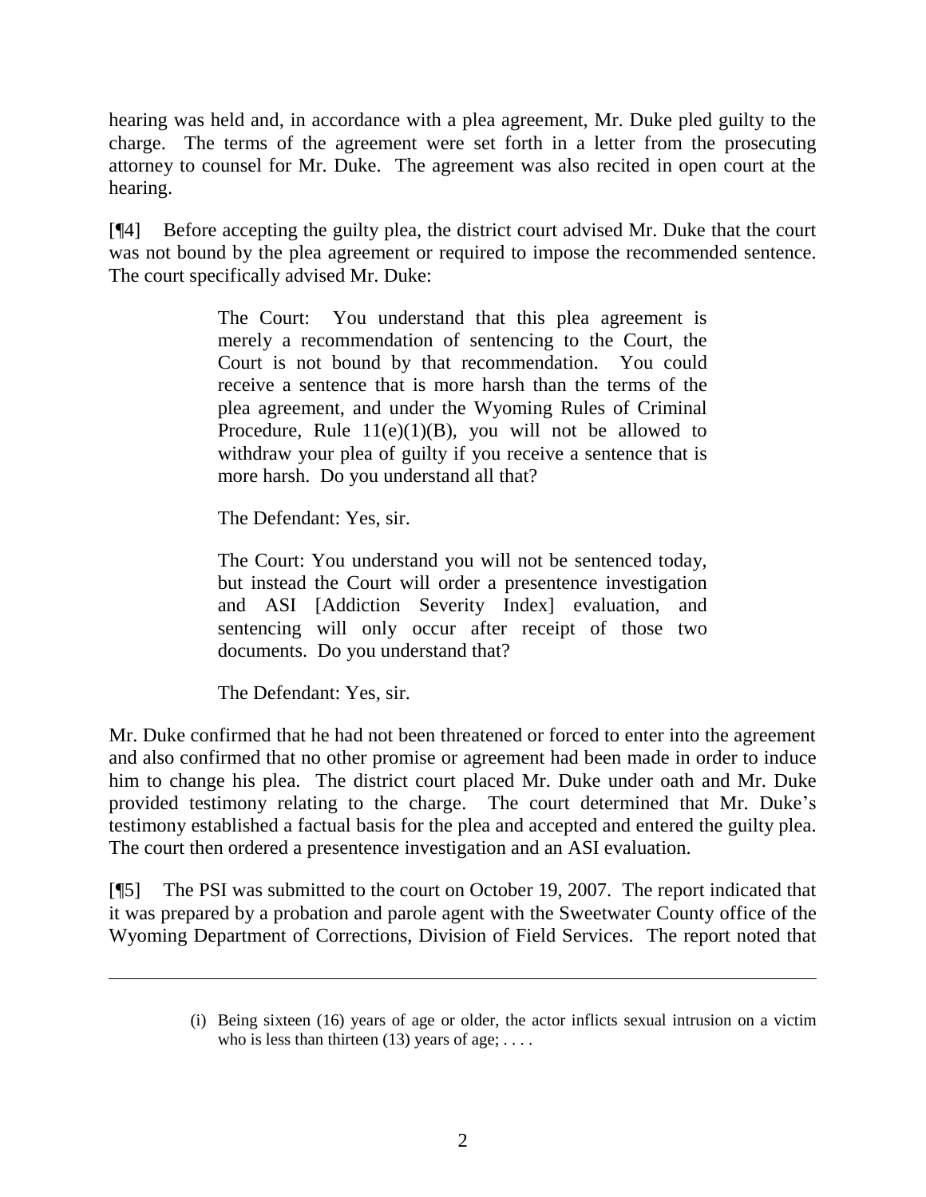hearing was held and, in accordance with a plea agreement, Mr. Duke pled guilty to the charge. The terms of the agreement were set forth in a letter from the prosecuting attorney to counsel for Mr. Duke. The agreement was also recited in open court at the hearing.

[¶4] Before accepting the guilty plea, the district court advised Mr. Duke that the court was not bound by the plea agreement or required to impose the recommended sentence. The court specifically advised Mr. Duke:

> The Court: You understand that this plea agreement is merely a recommendation of sentencing to the Court, the Court is not bound by that recommendation. You could receive a sentence that is more harsh than the terms of the plea agreement, and under the Wyoming Rules of Criminal Procedure, Rule 11(e)(1)(B), you will not be allowed to withdraw your plea of guilty if you receive a sentence that is more harsh. Do you understand all that?
>
> The Defendant: Yes, sir.
>
> The Court: You understand you will not be sentenced today, but instead the Court will order a presentence investigation and ASI [Addiction Severity Index] evaluation, and sentencing will only occur after receipt of those two documents. Do you understand that?
>
> The Defendant: Yes, sir.

Mr. Duke confirmed that he had not been threatened or forced to enter into the agreement and also confirmed that no other promise or agreement had been made in order to induce him to change his plea. The district court placed Mr. Duke under oath and Mr. Duke provided testimony relating to the charge. The court determined that Mr. Duke's testimony established a factual basis for the plea and accepted and entered the guilty plea. The court then ordered a presentence investigation and an ASI evaluation.

[¶5] The PSI was submitted to the court on October 19, 2007. The report indicated that it was prepared by a probation and parole agent with the Sweetwater County office of the Wyoming Department of Corrections, Division of Field Services. The report noted that

---

> (i) Being sixteen (16) years of age or older, the actor inflicts sexual intrusion on a victim who is less than thirteen (13) years of age; . . . .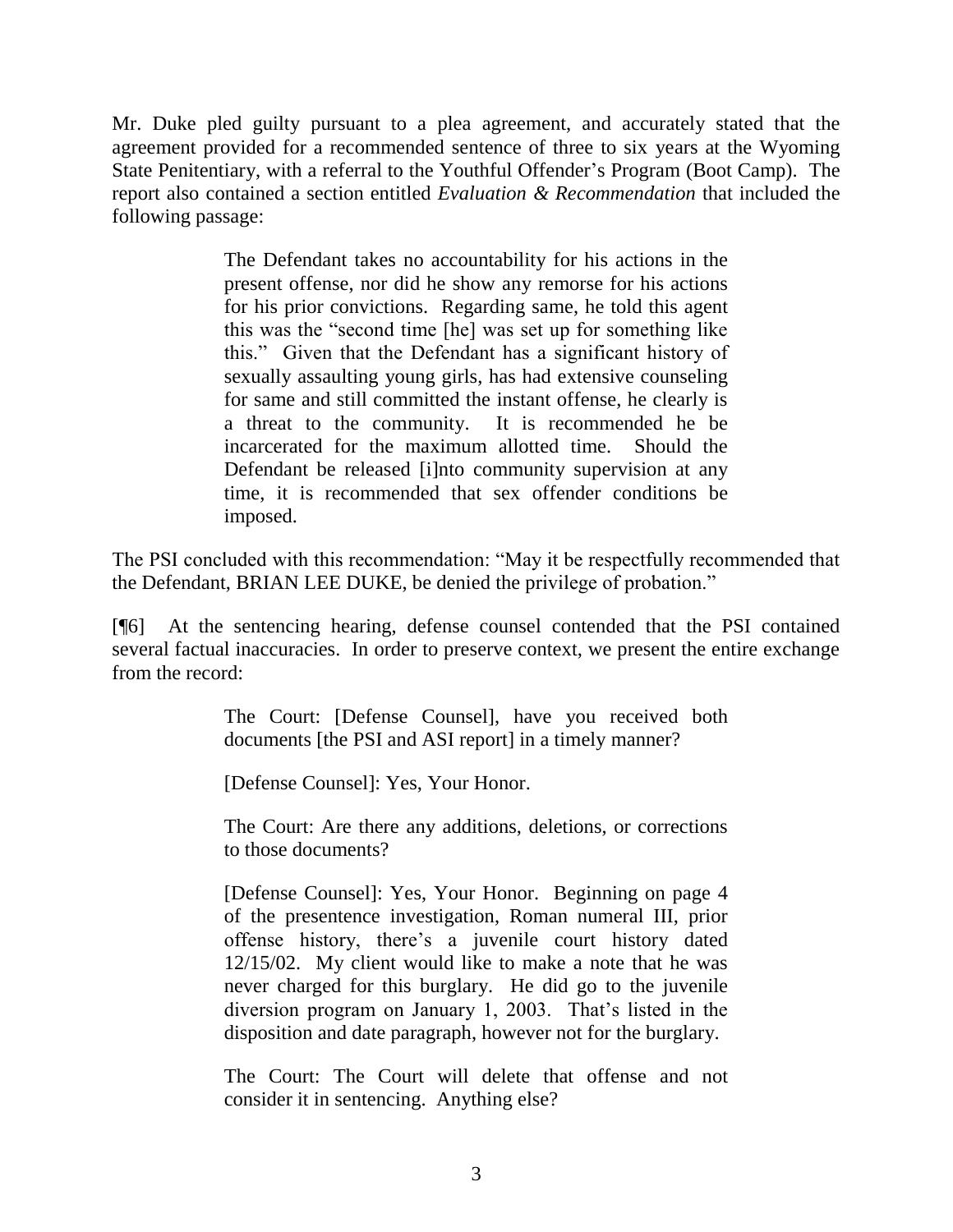Mr. Duke pled guilty pursuant to a plea agreement, and accurately stated that the agreement provided for a recommended sentence of three to six years at the Wyoming State Penitentiary, with a referral to the Youthful Offender's Program (Boot Camp). The report also contained a section entitled *Evaluation & Recommendation* that included the following passage:

> The Defendant takes no accountability for his actions in the present offense, nor did he show any remorse for his actions for his prior convictions. Regarding same, he told this agent this was the "second time [he] was set up for something like this." Given that the Defendant has a significant history of sexually assaulting young girls, has had extensive counseling for same and still committed the instant offense, he clearly is a threat to the community. It is recommended he be incarcerated for the maximum allotted time. Should the Defendant be released [i]nto community supervision at any time, it is recommended that sex offender conditions be imposed.

The PSI concluded with this recommendation: "May it be respectfully recommended that the Defendant, BRIAN LEE DUKE, be denied the privilege of probation."

[¶6] At the sentencing hearing, defense counsel contended that the PSI contained several factual inaccuracies. In order to preserve context, we present the entire exchange from the record:

> The Court: [Defense Counsel], have you received both documents [the PSI and ASI report] in a timely manner?
>
> [Defense Counsel]: Yes, Your Honor.
>
> The Court: Are there any additions, deletions, or corrections to those documents?
>
> [Defense Counsel]: Yes, Your Honor. Beginning on page 4 of the presentence investigation, Roman numeral III, prior offense history, there's a juvenile court history dated 12/15/02. My client would like to make a note that he was never charged for this burglary. He did go to the juvenile diversion program on January 1, 2003. That's listed in the disposition and date paragraph, however not for the burglary.
>
> The Court: The Court will delete that offense and not consider it in sentencing. Anything else?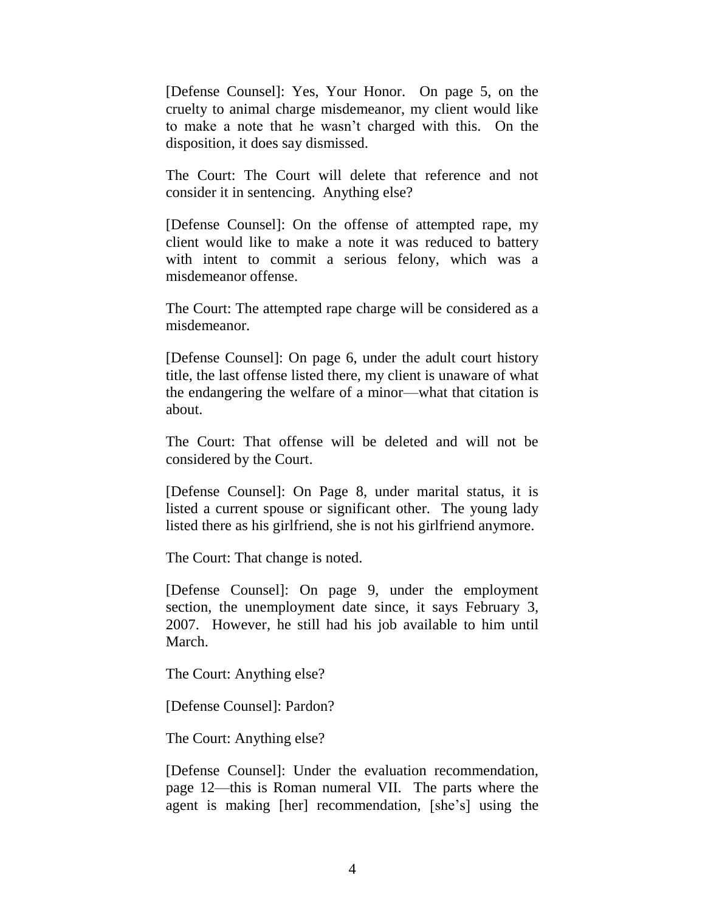[Defense Counsel]: Yes, Your Honor. On page 5, on the cruelty to animal charge misdemeanor, my client would like to make a note that he wasn't charged with this. On the disposition, it does say dismissed.

The Court: The Court will delete that reference and not consider it in sentencing. Anything else?

[Defense Counsel]: On the offense of attempted rape, my client would like to make a note it was reduced to battery with intent to commit a serious felony, which was a misdemeanor offense.

The Court: The attempted rape charge will be considered as a misdemeanor.

[Defense Counsel]: On page 6, under the adult court history title, the last offense listed there, my client is unaware of what the endangering the welfare of a minor—what that citation is about.

The Court: That offense will be deleted and will not be considered by the Court.

[Defense Counsel]: On Page 8, under marital status, it is listed a current spouse or significant other. The young lady listed there as his girlfriend, she is not his girlfriend anymore.

The Court: That change is noted.

[Defense Counsel]: On page 9, under the employment section, the unemployment date since, it says February 3, 2007. However, he still had his job available to him until March.

The Court: Anything else?

[Defense Counsel]: Pardon?

The Court: Anything else?

[Defense Counsel]: Under the evaluation recommendation, page 12—this is Roman numeral VII. The parts where the agent is making [her] recommendation, [she's] using the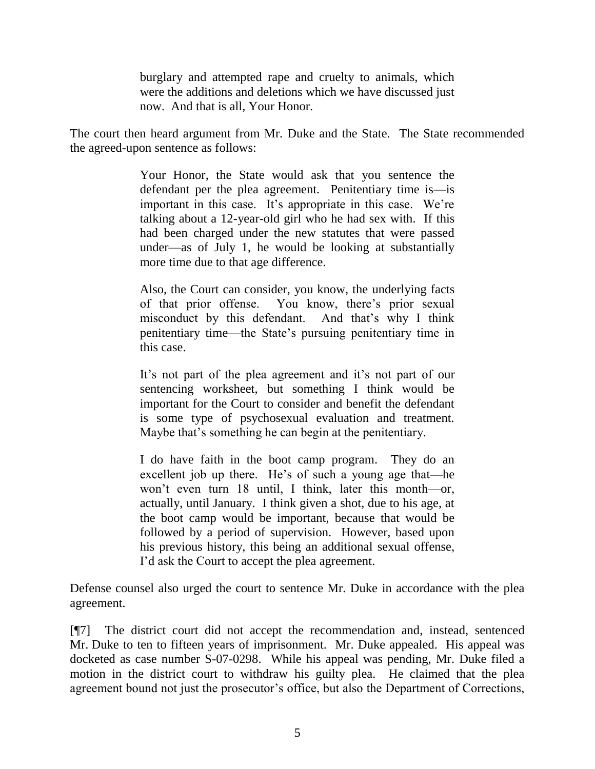> burglary and attempted rape and cruelty to animals, which were the additions and deletions which we have discussed just now. And that is all, Your Honor.

The court then heard argument from Mr. Duke and the State. The State recommended the agreed-upon sentence as follows:

> Your Honor, the State would ask that you sentence the defendant per the plea agreement. Penitentiary time is—is important in this case. It's appropriate in this case. We're talking about a 12-year-old girl who he had sex with. If this had been charged under the new statutes that were passed under—as of July 1, he would be looking at substantially more time due to that age difference.
>
> Also, the Court can consider, you know, the underlying facts of that prior offense. You know, there's prior sexual misconduct by this defendant. And that's why I think penitentiary time—the State's pursuing penitentiary time in this case.
>
> It's not part of the plea agreement and it's not part of our sentencing worksheet, but something I think would be important for the Court to consider and benefit the defendant is some type of psychosexual evaluation and treatment. Maybe that's something he can begin at the penitentiary.
>
> I do have faith in the boot camp program. They do an excellent job up there. He's of such a young age that—he won't even turn 18 until, I think, later this month—or, actually, until January. I think given a shot, due to his age, at the boot camp would be important, because that would be followed by a period of supervision. However, based upon his previous history, this being an additional sexual offense, I'd ask the Court to accept the plea agreement.

Defense counsel also urged the court to sentence Mr. Duke in accordance with the plea agreement.

[¶7] The district court did not accept the recommendation and, instead, sentenced Mr. Duke to ten to fifteen years of imprisonment. Mr. Duke appealed. His appeal was docketed as case number S-07-0298. While his appeal was pending, Mr. Duke filed a motion in the district court to withdraw his guilty plea. He claimed that the plea agreement bound not just the prosecutor's office, but also the Department of Corrections,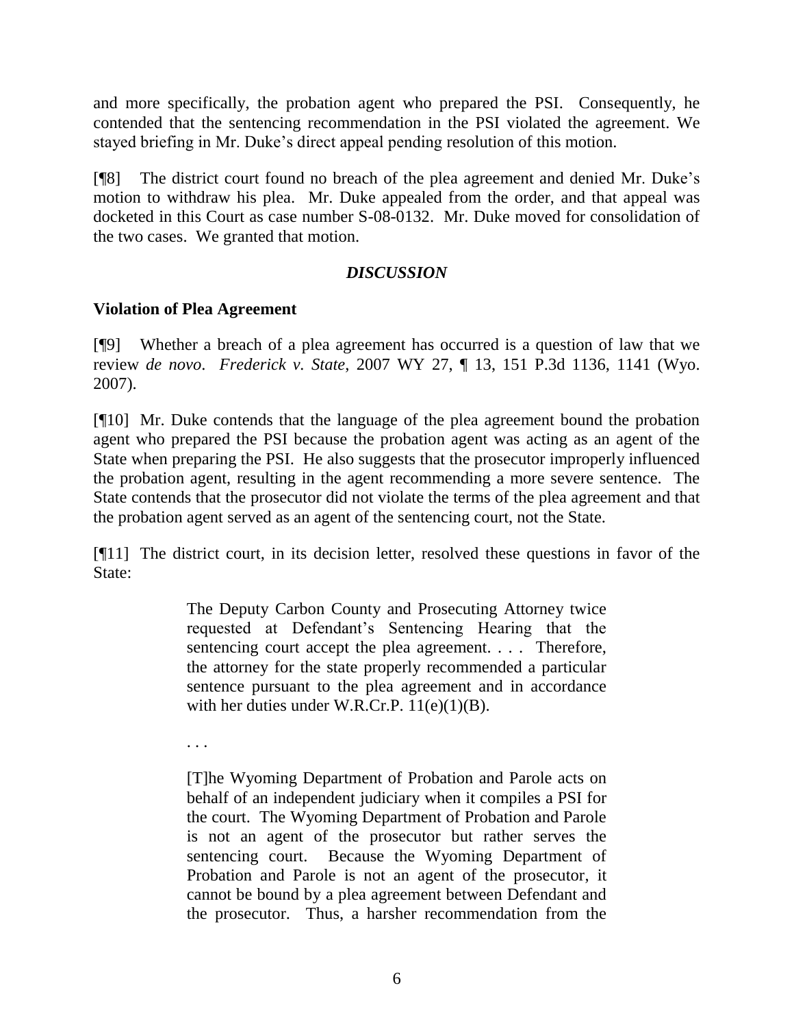and more specifically, the probation agent who prepared the PSI. Consequently, he contended that the sentencing recommendation in the PSI violated the agreement. We stayed briefing in Mr. Duke's direct appeal pending resolution of this motion.

[¶8] The district court found no breach of the plea agreement and denied Mr. Duke's motion to withdraw his plea. Mr. Duke appealed from the order, and that appeal was docketed in this Court as case number S-08-0132. Mr. Duke moved for consolidation of the two cases. We granted that motion.

## *DISCUSSION*

### Violation of Plea Agreement

[¶9] Whether a breach of a plea agreement has occurred is a question of law that we review *de novo*. *Frederick v. State*, 2007 WY 27, ¶ 13, 151 P.3d 1136, 1141 (Wyo. 2007).

[¶10] Mr. Duke contends that the language of the plea agreement bound the probation agent who prepared the PSI because the probation agent was acting as an agent of the State when preparing the PSI. He also suggests that the prosecutor improperly influenced the probation agent, resulting in the agent recommending a more severe sentence. The State contends that the prosecutor did not violate the terms of the plea agreement and that the probation agent served as an agent of the sentencing court, not the State.

[¶11] The district court, in its decision letter, resolved these questions in favor of the State:

> The Deputy Carbon County and Prosecuting Attorney twice requested at Defendant's Sentencing Hearing that the sentencing court accept the plea agreement. . . . Therefore, the attorney for the state properly recommended a particular sentence pursuant to the plea agreement and in accordance with her duties under W.R.Cr.P. 11(e)(1)(B).
>
> . . .
>
> [T]he Wyoming Department of Probation and Parole acts on behalf of an independent judiciary when it compiles a PSI for the court. The Wyoming Department of Probation and Parole is not an agent of the prosecutor but rather serves the sentencing court. Because the Wyoming Department of Probation and Parole is not an agent of the prosecutor, it cannot be bound by a plea agreement between Defendant and the prosecutor. Thus, a harsher recommendation from the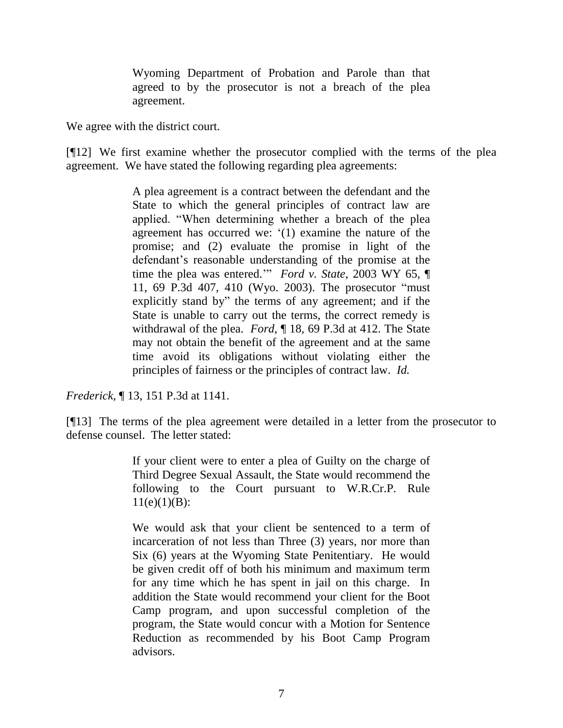> Wyoming Department of Probation and Parole than that agreed to by the prosecutor is not a breach of the plea agreement.

We agree with the district court.

[¶12] We first examine whether the prosecutor complied with the terms of the plea agreement. We have stated the following regarding plea agreements:

> A plea agreement is a contract between the defendant and the State to which the general principles of contract law are applied. "When determining whether a breach of the plea agreement has occurred we: '(1) examine the nature of the promise; and (2) evaluate the promise in light of the defendant's reasonable understanding of the promise at the time the plea was entered.'" *Ford v. State*, 2003 WY 65, ¶ 11, 69 P.3d 407, 410 (Wyo. 2003). The prosecutor "must explicitly stand by" the terms of any agreement; and if the State is unable to carry out the terms, the correct remedy is withdrawal of the plea. *Ford*, ¶ 18, 69 P.3d at 412. The State may not obtain the benefit of the agreement and at the same time avoid its obligations without violating either the principles of fairness or the principles of contract law. *Id.*

*Frederick*, ¶ 13, 151 P.3d at 1141.

[¶13] The terms of the plea agreement were detailed in a letter from the prosecutor to defense counsel. The letter stated:

> If your client were to enter a plea of Guilty on the charge of Third Degree Sexual Assault, the State would recommend the following to the Court pursuant to W.R.Cr.P. Rule 11(e)(1)(B):
>
> We would ask that your client be sentenced to a term of incarceration of not less than Three (3) years, nor more than Six (6) years at the Wyoming State Penitentiary. He would be given credit off of both his minimum and maximum term for any time which he has spent in jail on this charge. In addition the State would recommend your client for the Boot Camp program, and upon successful completion of the program, the State would concur with a Motion for Sentence Reduction as recommended by his Boot Camp Program advisors.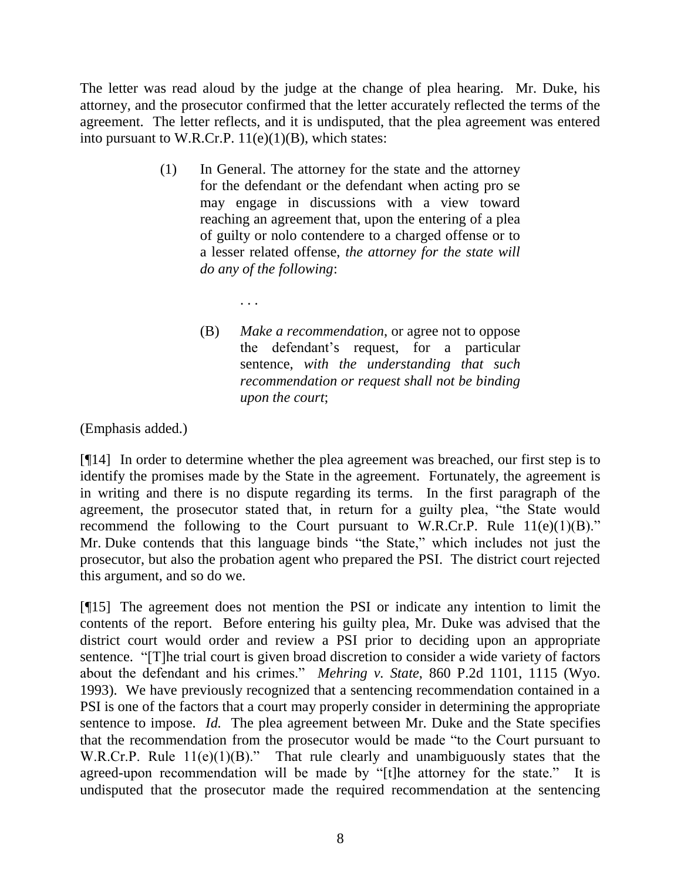The letter was read aloud by the judge at the change of plea hearing. Mr. Duke, his attorney, and the prosecutor confirmed that the letter accurately reflected the terms of the agreement. The letter reflects, and it is undisputed, that the plea agreement was entered into pursuant to W.R.Cr.P. 11(e)(1)(B), which states:

> (1) In General. The attorney for the state and the attorney for the defendant or the defendant when acting pro se may engage in discussions with a view toward reaching an agreement that, upon the entering of a plea of guilty or nolo contendere to a charged offense or to a lesser related offense, *the attorney for the state will do any of the following*:
>
> . . .
>
> (B) *Make a recommendation*, or agree not to oppose the defendant's request, for a particular sentence, *with the understanding that such recommendation or request shall not be binding upon the court*;

(Emphasis added.)

[¶14] In order to determine whether the plea agreement was breached, our first step is to identify the promises made by the State in the agreement. Fortunately, the agreement is in writing and there is no dispute regarding its terms. In the first paragraph of the agreement, the prosecutor stated that, in return for a guilty plea, "the State would recommend the following to the Court pursuant to W.R.Cr.P. Rule 11(e)(1)(B)." Mr. Duke contends that this language binds "the State," which includes not just the prosecutor, but also the probation agent who prepared the PSI. The district court rejected this argument, and so do we.

[¶15] The agreement does not mention the PSI or indicate any intention to limit the contents of the report. Before entering his guilty plea, Mr. Duke was advised that the district court would order and review a PSI prior to deciding upon an appropriate sentence. "[T]he trial court is given broad discretion to consider a wide variety of factors about the defendant and his crimes." *Mehring v. State*, 860 P.2d 1101, 1115 (Wyo. 1993). We have previously recognized that a sentencing recommendation contained in a PSI is one of the factors that a court may properly consider in determining the appropriate sentence to impose. *Id.* The plea agreement between Mr. Duke and the State specifies that the recommendation from the prosecutor would be made "to the Court pursuant to W.R.Cr.P. Rule 11(e)(1)(B)." That rule clearly and unambiguously states that the agreed-upon recommendation will be made by "[t]he attorney for the state." It is undisputed that the prosecutor made the required recommendation at the sentencing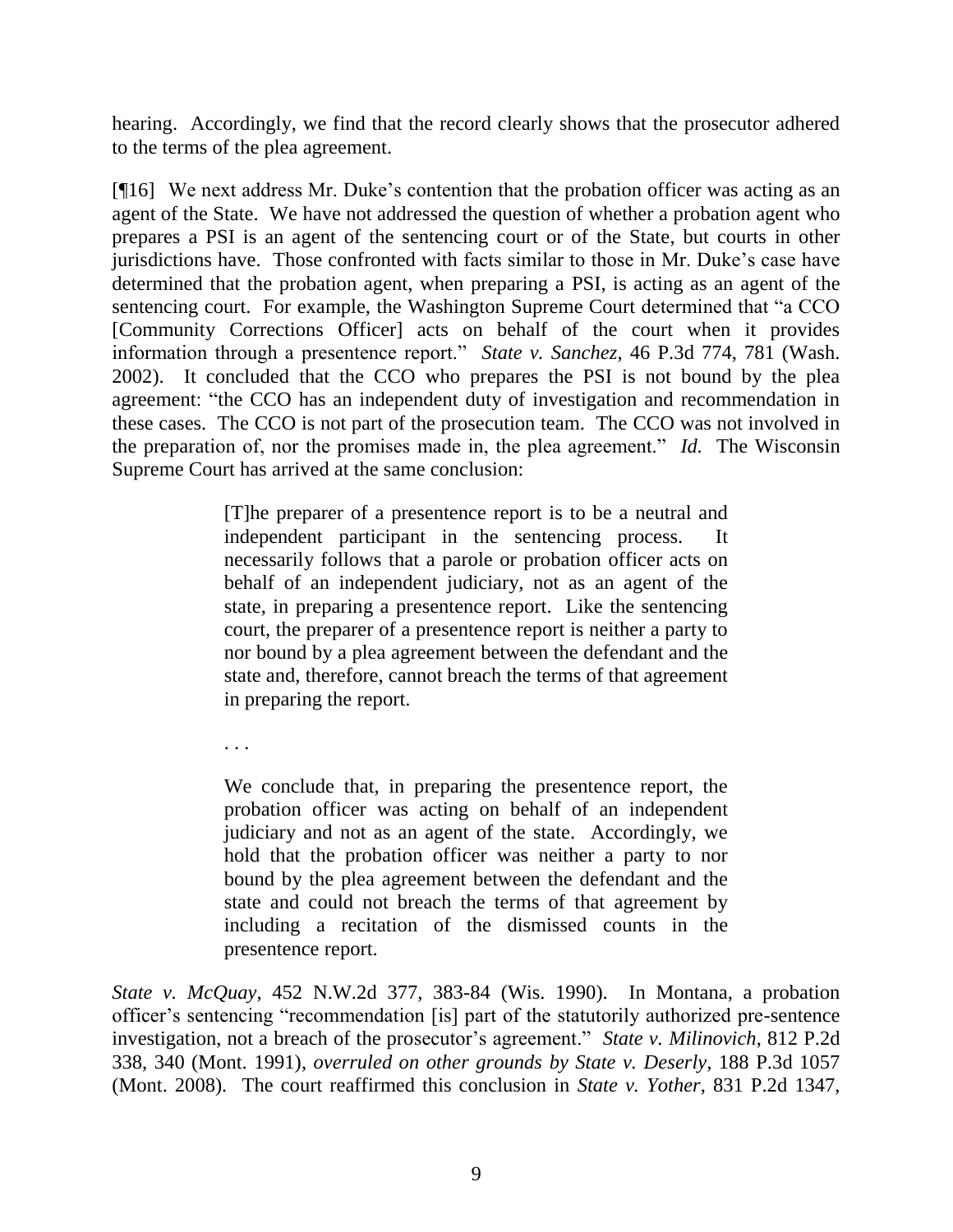hearing. Accordingly, we find that the record clearly shows that the prosecutor adhered to the terms of the plea agreement.

[¶16] We next address Mr. Duke's contention that the probation officer was acting as an agent of the State. We have not addressed the question of whether a probation agent who prepares a PSI is an agent of the sentencing court or of the State, but courts in other jurisdictions have. Those confronted with facts similar to those in Mr. Duke's case have determined that the probation agent, when preparing a PSI, is acting as an agent of the sentencing court. For example, the Washington Supreme Court determined that "a CCO [Community Corrections Officer] acts on behalf of the court when it provides information through a presentence report." *State v. Sanchez*, 46 P.3d 774, 781 (Wash. 2002). It concluded that the CCO who prepares the PSI is not bound by the plea agreement: "the CCO has an independent duty of investigation and recommendation in these cases. The CCO is not part of the prosecution team. The CCO was not involved in the preparation of, nor the promises made in, the plea agreement." *Id.* The Wisconsin Supreme Court has arrived at the same conclusion:

> [T]he preparer of a presentence report is to be a neutral and independent participant in the sentencing process. It necessarily follows that a parole or probation officer acts on behalf of an independent judiciary, not as an agent of the state, in preparing a presentence report. Like the sentencing court, the preparer of a presentence report is neither a party to nor bound by a plea agreement between the defendant and the state and, therefore, cannot breach the terms of that agreement in preparing the report.
>
> . . .
>
> We conclude that, in preparing the presentence report, the probation officer was acting on behalf of an independent judiciary and not as an agent of the state. Accordingly, we hold that the probation officer was neither a party to nor bound by the plea agreement between the defendant and the state and could not breach the terms of that agreement by including a recitation of the dismissed counts in the presentence report.

*State v. McQuay*, 452 N.W.2d 377, 383-84 (Wis. 1990). In Montana, a probation officer's sentencing "recommendation [is] part of the statutorily authorized pre-sentence investigation, not a breach of the prosecutor's agreement." *State v. Milinovich*, 812 P.2d 338, 340 (Mont. 1991), *overruled on other grounds by State v. Deserly*, 188 P.3d 1057 (Mont. 2008). The court reaffirmed this conclusion in *State v. Yother*, 831 P.2d 1347,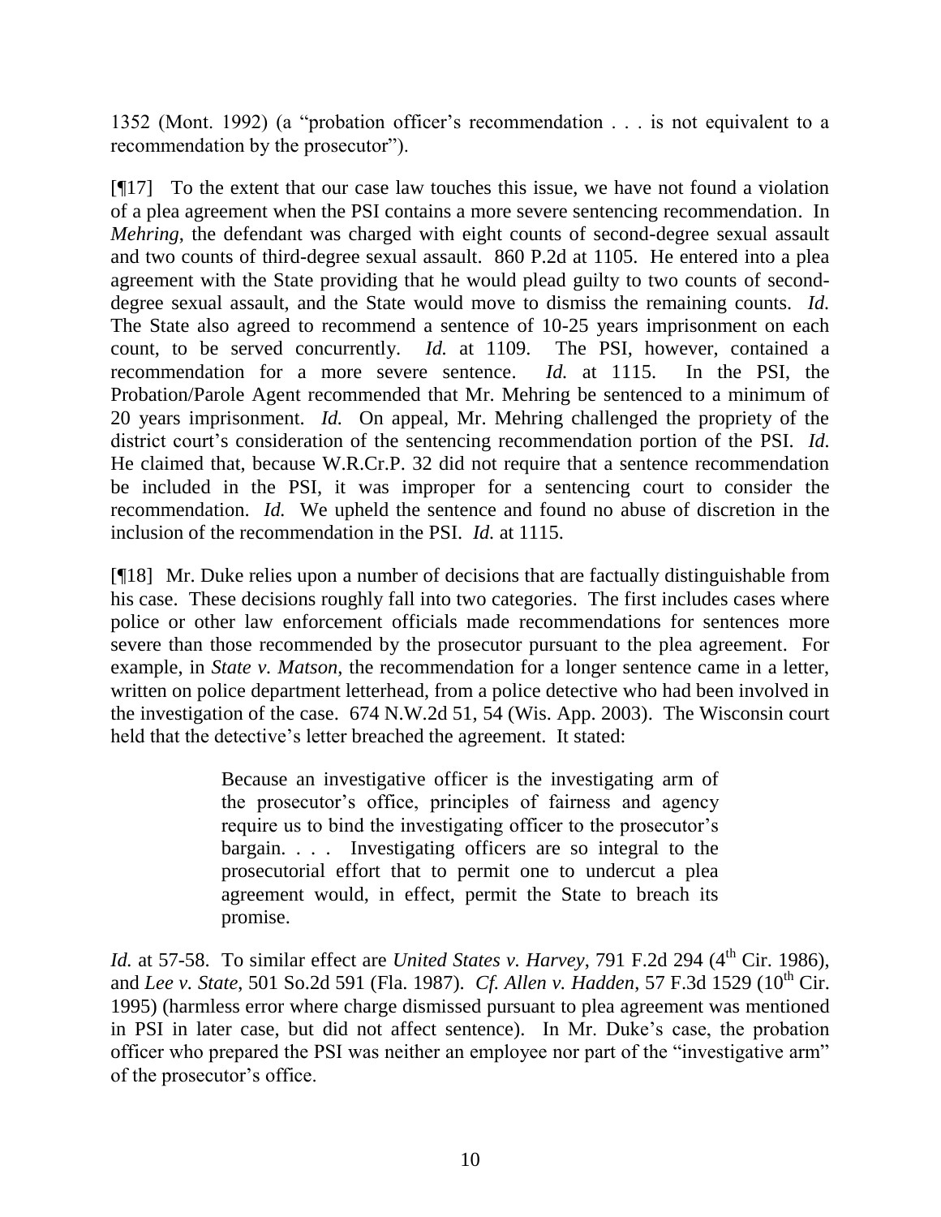1352 (Mont. 1992) (a "probation officer's recommendation . . . is not equivalent to a recommendation by the prosecutor").

[¶17] To the extent that our case law touches this issue, we have not found a violation of a plea agreement when the PSI contains a more severe sentencing recommendation. In *Mehring*, the defendant was charged with eight counts of second-degree sexual assault and two counts of third-degree sexual assault. 860 P.2d at 1105. He entered into a plea agreement with the State providing that he would plead guilty to two counts of second-degree sexual assault, and the State would move to dismiss the remaining counts. *Id.* The State also agreed to recommend a sentence of 10-25 years imprisonment on each count, to be served concurrently. *Id.* at 1109. The PSI, however, contained a recommendation for a more severe sentence. *Id.* at 1115. In the PSI, the Probation/Parole Agent recommended that Mr. Mehring be sentenced to a minimum of 20 years imprisonment. *Id.* On appeal, Mr. Mehring challenged the propriety of the district court's consideration of the sentencing recommendation portion of the PSI. *Id.* He claimed that, because W.R.Cr.P. 32 did not require that a sentence recommendation be included in the PSI, it was improper for a sentencing court to consider the recommendation. *Id.* We upheld the sentence and found no abuse of discretion in the inclusion of the recommendation in the PSI. *Id.* at 1115.

[¶18] Mr. Duke relies upon a number of decisions that are factually distinguishable from his case. These decisions roughly fall into two categories. The first includes cases where police or other law enforcement officials made recommendations for sentences more severe than those recommended by the prosecutor pursuant to the plea agreement. For example, in *State v. Matson*, the recommendation for a longer sentence came in a letter, written on police department letterhead, from a police detective who had been involved in the investigation of the case. 674 N.W.2d 51, 54 (Wis. App. 2003). The Wisconsin court held that the detective's letter breached the agreement. It stated:

> Because an investigative officer is the investigating arm of the prosecutor's office, principles of fairness and agency require us to bind the investigating officer to the prosecutor's bargain. . . . Investigating officers are so integral to the prosecutorial effort that to permit one to undercut a plea agreement would, in effect, permit the State to breach its promise.

*Id.* at 57-58. To similar effect are *United States v. Harvey*, 791 F.2d 294 (4th Cir. 1986), and *Lee v. State*, 501 So.2d 591 (Fla. 1987). *Cf. Allen v. Hadden*, 57 F.3d 1529 (10th Cir. 1995) (harmless error where charge dismissed pursuant to plea agreement was mentioned in PSI in later case, but did not affect sentence). In Mr. Duke's case, the probation officer who prepared the PSI was neither an employee nor part of the "investigative arm" of the prosecutor's office.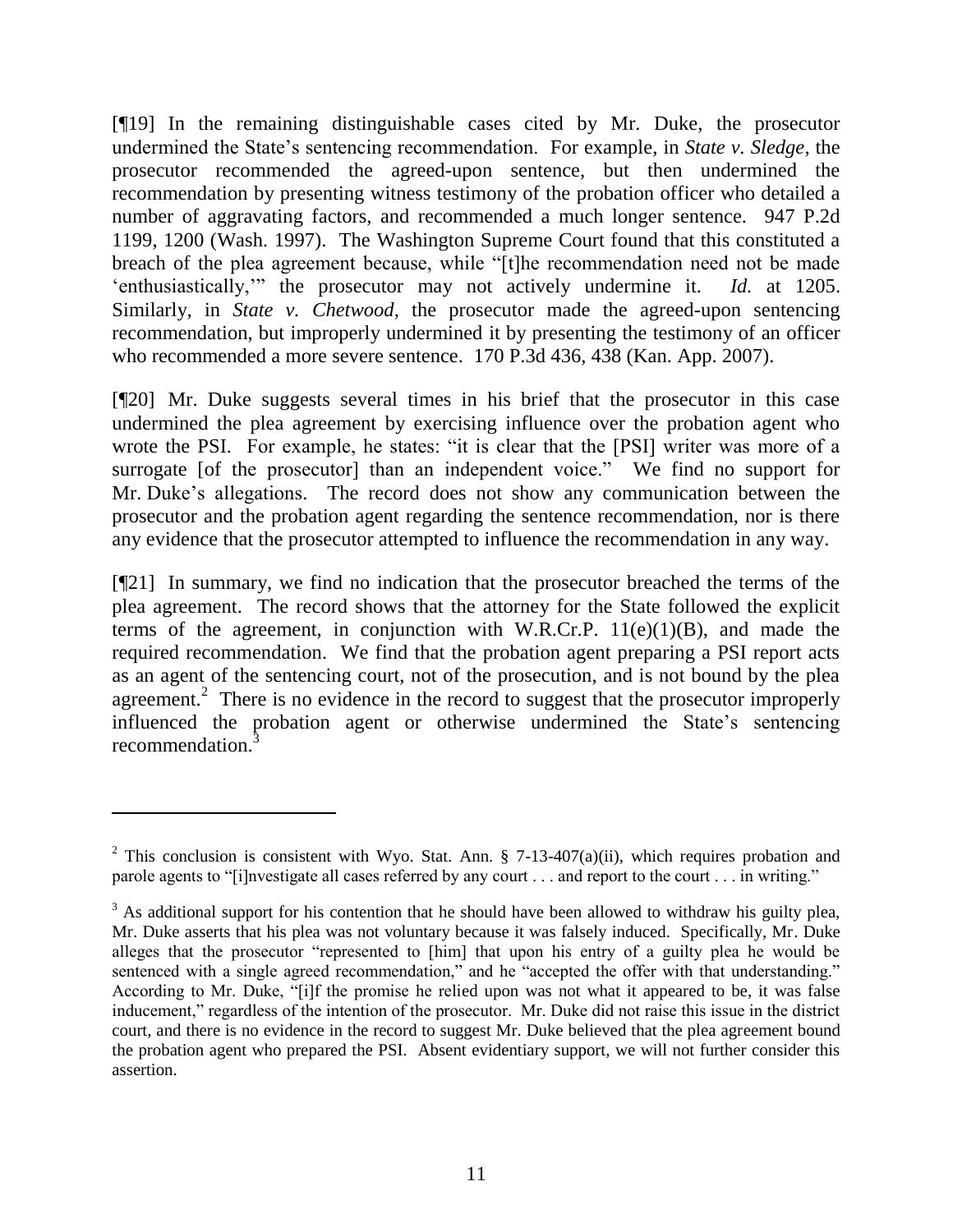[¶19] In the remaining distinguishable cases cited by Mr. Duke, the prosecutor undermined the State's sentencing recommendation. For example, in *State v. Sledge*, the prosecutor recommended the agreed-upon sentence, but then undermined the recommendation by presenting witness testimony of the probation officer who detailed a number of aggravating factors, and recommended a much longer sentence. 947 P.2d 1199, 1200 (Wash. 1997). The Washington Supreme Court found that this constituted a breach of the plea agreement because, while "[t]he recommendation need not be made 'enthusiastically,'" the prosecutor may not actively undermine it. *Id.* at 1205. Similarly, in *State v. Chetwood*, the prosecutor made the agreed-upon sentencing recommendation, but improperly undermined it by presenting the testimony of an officer who recommended a more severe sentence. 170 P.3d 436, 438 (Kan. App. 2007).

[¶20] Mr. Duke suggests several times in his brief that the prosecutor in this case undermined the plea agreement by exercising influence over the probation agent who wrote the PSI. For example, he states: "it is clear that the [PSI] writer was more of a surrogate [of the prosecutor] than an independent voice." We find no support for Mr. Duke's allegations. The record does not show any communication between the prosecutor and the probation agent regarding the sentence recommendation, nor is there any evidence that the prosecutor attempted to influence the recommendation in any way.

[¶21] In summary, we find no indication that the prosecutor breached the terms of the plea agreement. The record shows that the attorney for the State followed the explicit terms of the agreement, in conjunction with W.R.Cr.P. 11(e)(1)(B), and made the required recommendation. We find that the probation agent preparing a PSI report acts as an agent of the sentencing court, not of the prosecution, and is not bound by the plea agreement.[2] There is no evidence in the record to suggest that the prosecutor improperly influenced the probation agent or otherwise undermined the State's sentencing recommendation.[3]

---

[2] This conclusion is consistent with Wyo. Stat. Ann. § 7-13-407(a)(ii), which requires probation and parole agents to "[i]nvestigate all cases referred by any court . . . and report to the court . . . in writing."

[3] As additional support for his contention that he should have been allowed to withdraw his guilty plea, Mr. Duke asserts that his plea was not voluntary because it was falsely induced. Specifically, Mr. Duke alleges that the prosecutor "represented to [him] that upon his entry of a guilty plea he would be sentenced with a single agreed recommendation," and he "accepted the offer with that understanding." According to Mr. Duke, "[i]f the promise he relied upon was not what it appeared to be, it was false inducement," regardless of the intention of the prosecutor. Mr. Duke did not raise this issue in the district court, and there is no evidence in the record to suggest Mr. Duke believed that the plea agreement bound the probation agent who prepared the PSI. Absent evidentiary support, we will not further consider this assertion.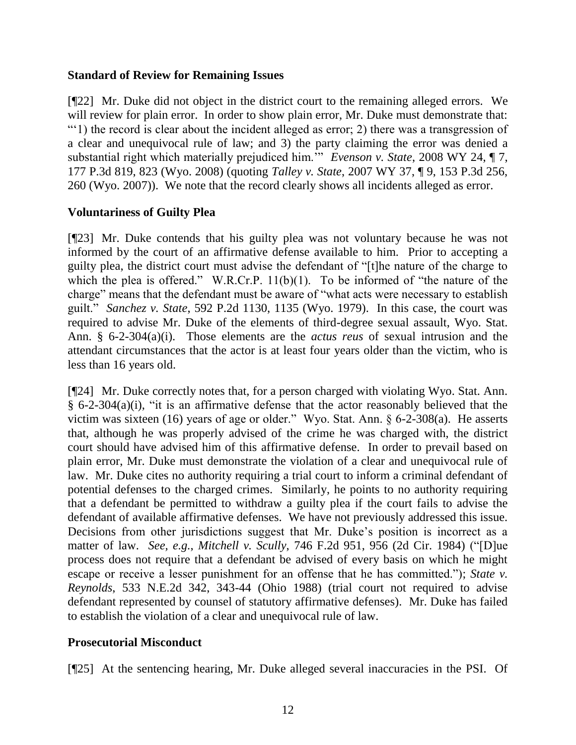## Standard of Review for Remaining Issues

[¶22] Mr. Duke did not object in the district court to the remaining alleged errors. We will review for plain error. In order to show plain error, Mr. Duke must demonstrate that: "'1) the record is clear about the incident alleged as error; 2) there was a transgression of a clear and unequivocal rule of law; and 3) the party claiming the error was denied a substantial right which materially prejudiced him.'" *Evenson v. State*, 2008 WY 24, ¶ 7, 177 P.3d 819, 823 (Wyo. 2008) (quoting *Talley v. State*, 2007 WY 37, ¶ 9, 153 P.3d 256, 260 (Wyo. 2007)). We note that the record clearly shows all incidents alleged as error.

## Voluntariness of Guilty Plea

[¶23] Mr. Duke contends that his guilty plea was not voluntary because he was not informed by the court of an affirmative defense available to him. Prior to accepting a guilty plea, the district court must advise the defendant of "[t]he nature of the charge to which the plea is offered." W.R.Cr.P. 11(b)(1). To be informed of "the nature of the charge" means that the defendant must be aware of "what acts were necessary to establish guilt." *Sanchez v. State*, 592 P.2d 1130, 1135 (Wyo. 1979). In this case, the court was required to advise Mr. Duke of the elements of third-degree sexual assault, Wyo. Stat. Ann. § 6-2-304(a)(i). Those elements are the *actus reus* of sexual intrusion and the attendant circumstances that the actor is at least four years older than the victim, who is less than 16 years old.

[¶24] Mr. Duke correctly notes that, for a person charged with violating Wyo. Stat. Ann. § 6-2-304(a)(i), "it is an affirmative defense that the actor reasonably believed that the victim was sixteen (16) years of age or older." Wyo. Stat. Ann. § 6-2-308(a). He asserts that, although he was properly advised of the crime he was charged with, the district court should have advised him of this affirmative defense. In order to prevail based on plain error, Mr. Duke must demonstrate the violation of a clear and unequivocal rule of law. Mr. Duke cites no authority requiring a trial court to inform a criminal defendant of potential defenses to the charged crimes. Similarly, he points to no authority requiring that a defendant be permitted to withdraw a guilty plea if the court fails to advise the defendant of available affirmative defenses. We have not previously addressed this issue. Decisions from other jurisdictions suggest that Mr. Duke's position is incorrect as a matter of law. *See, e.g.*, *Mitchell v. Scully*, 746 F.2d 951, 956 (2d Cir. 1984) ("[D]ue process does not require that a defendant be advised of every basis on which he might escape or receive a lesser punishment for an offense that he has committed."); *State v. Reynolds*, 533 N.E.2d 342, 343-44 (Ohio 1988) (trial court not required to advise defendant represented by counsel of statutory affirmative defenses). Mr. Duke has failed to establish the violation of a clear and unequivocal rule of law.

## Prosecutorial Misconduct

[¶25] At the sentencing hearing, Mr. Duke alleged several inaccuracies in the PSI. Of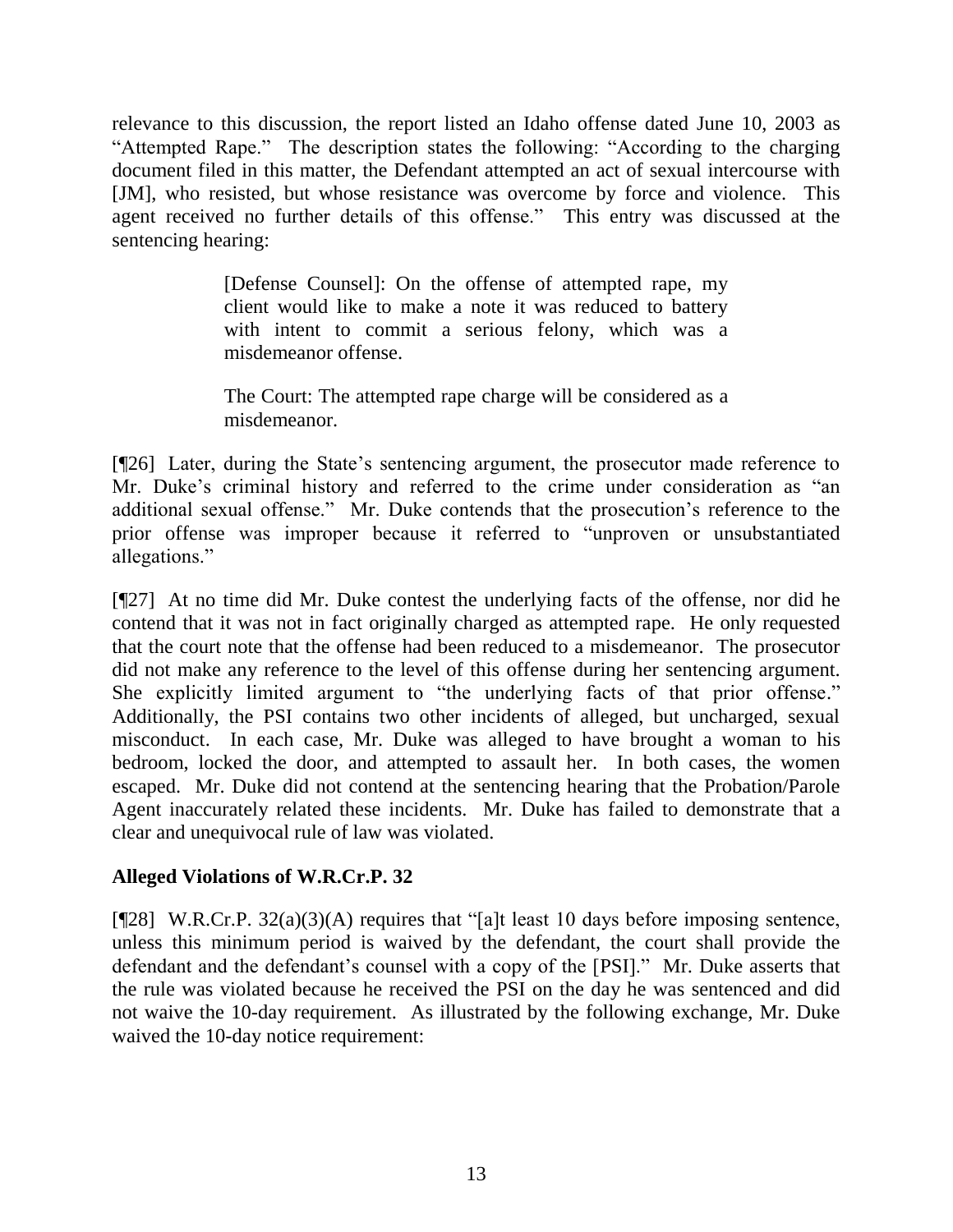relevance to this discussion, the report listed an Idaho offense dated June 10, 2003 as "Attempted Rape." The description states the following: "According to the charging document filed in this matter, the Defendant attempted an act of sexual intercourse with [JM], who resisted, but whose resistance was overcome by force and violence. This agent received no further details of this offense." This entry was discussed at the sentencing hearing:

> [Defense Counsel]: On the offense of attempted rape, my client would like to make a note it was reduced to battery with intent to commit a serious felony, which was a misdemeanor offense.
>
> The Court: The attempted rape charge will be considered as a misdemeanor.

[¶26] Later, during the State's sentencing argument, the prosecutor made reference to Mr. Duke's criminal history and referred to the crime under consideration as "an additional sexual offense." Mr. Duke contends that the prosecution's reference to the prior offense was improper because it referred to "unproven or unsubstantiated allegations."

[¶27] At no time did Mr. Duke contest the underlying facts of the offense, nor did he contend that it was not in fact originally charged as attempted rape. He only requested that the court note that the offense had been reduced to a misdemeanor. The prosecutor did not make any reference to the level of this offense during her sentencing argument. She explicitly limited argument to "the underlying facts of that prior offense." Additionally, the PSI contains two other incidents of alleged, but uncharged, sexual misconduct. In each case, Mr. Duke was alleged to have brought a woman to his bedroom, locked the door, and attempted to assault her. In both cases, the women escaped. Mr. Duke did not contend at the sentencing hearing that the Probation/Parole Agent inaccurately related these incidents. Mr. Duke has failed to demonstrate that a clear and unequivocal rule of law was violated.

### Alleged Violations of W.R.Cr.P. 32

[¶28] W.R.Cr.P. 32(a)(3)(A) requires that "[a]t least 10 days before imposing sentence, unless this minimum period is waived by the defendant, the court shall provide the defendant and the defendant's counsel with a copy of the [PSI]." Mr. Duke asserts that the rule was violated because he received the PSI on the day he was sentenced and did not waive the 10-day requirement. As illustrated by the following exchange, Mr. Duke waived the 10-day notice requirement: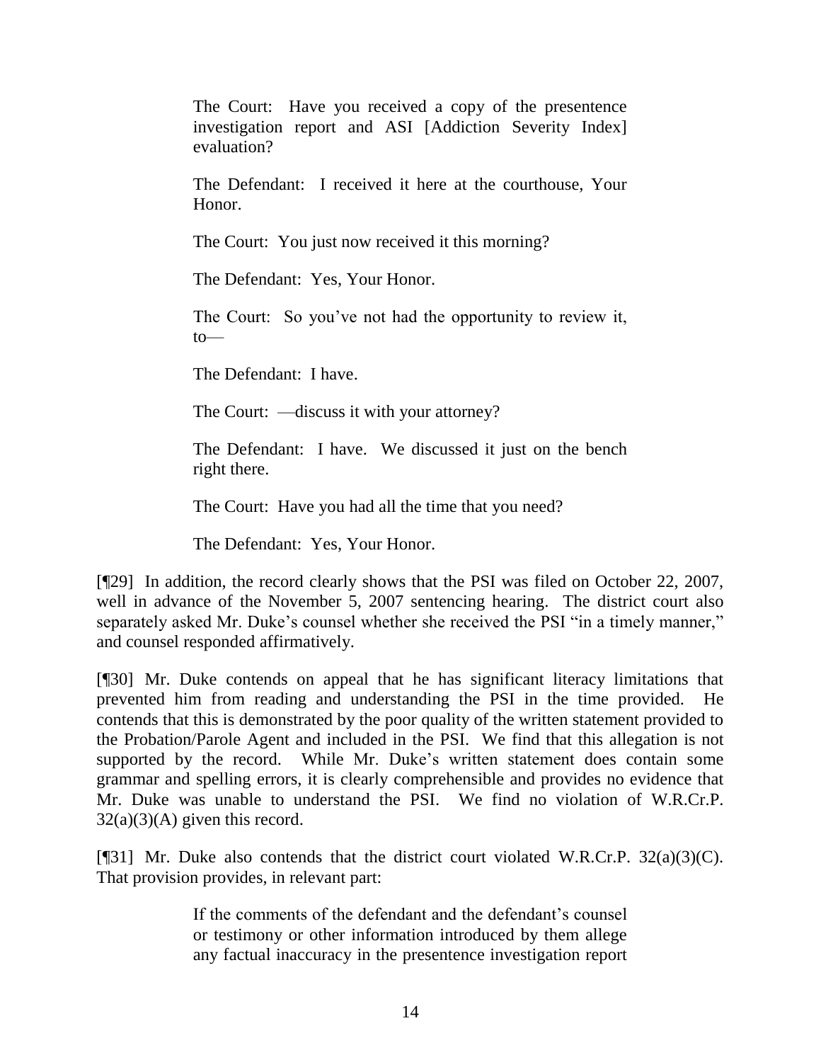> The Court: Have you received a copy of the presentence investigation report and ASI [Addiction Severity Index] evaluation?
>
> The Defendant: I received it here at the courthouse, Your Honor.
>
> The Court: You just now received it this morning?
>
> The Defendant: Yes, Your Honor.
>
> The Court: So you've not had the opportunity to review it, to—
>
> The Defendant: I have.
>
> The Court: —discuss it with your attorney?
>
> The Defendant: I have. We discussed it just on the bench right there.
>
> The Court: Have you had all the time that you need?
>
> The Defendant: Yes, Your Honor.

[¶29] In addition, the record clearly shows that the PSI was filed on October 22, 2007, well in advance of the November 5, 2007 sentencing hearing. The district court also separately asked Mr. Duke's counsel whether she received the PSI "in a timely manner," and counsel responded affirmatively.

[¶30] Mr. Duke contends on appeal that he has significant literacy limitations that prevented him from reading and understanding the PSI in the time provided. He contends that this is demonstrated by the poor quality of the written statement provided to the Probation/Parole Agent and included in the PSI. We find that this allegation is not supported by the record. While Mr. Duke's written statement does contain some grammar and spelling errors, it is clearly comprehensible and provides no evidence that Mr. Duke was unable to understand the PSI. We find no violation of W.R.Cr.P. 32(a)(3)(A) given this record.

[¶31] Mr. Duke also contends that the district court violated W.R.Cr.P. 32(a)(3)(C). That provision provides, in relevant part:

> If the comments of the defendant and the defendant's counsel or testimony or other information introduced by them allege any factual inaccuracy in the presentence investigation report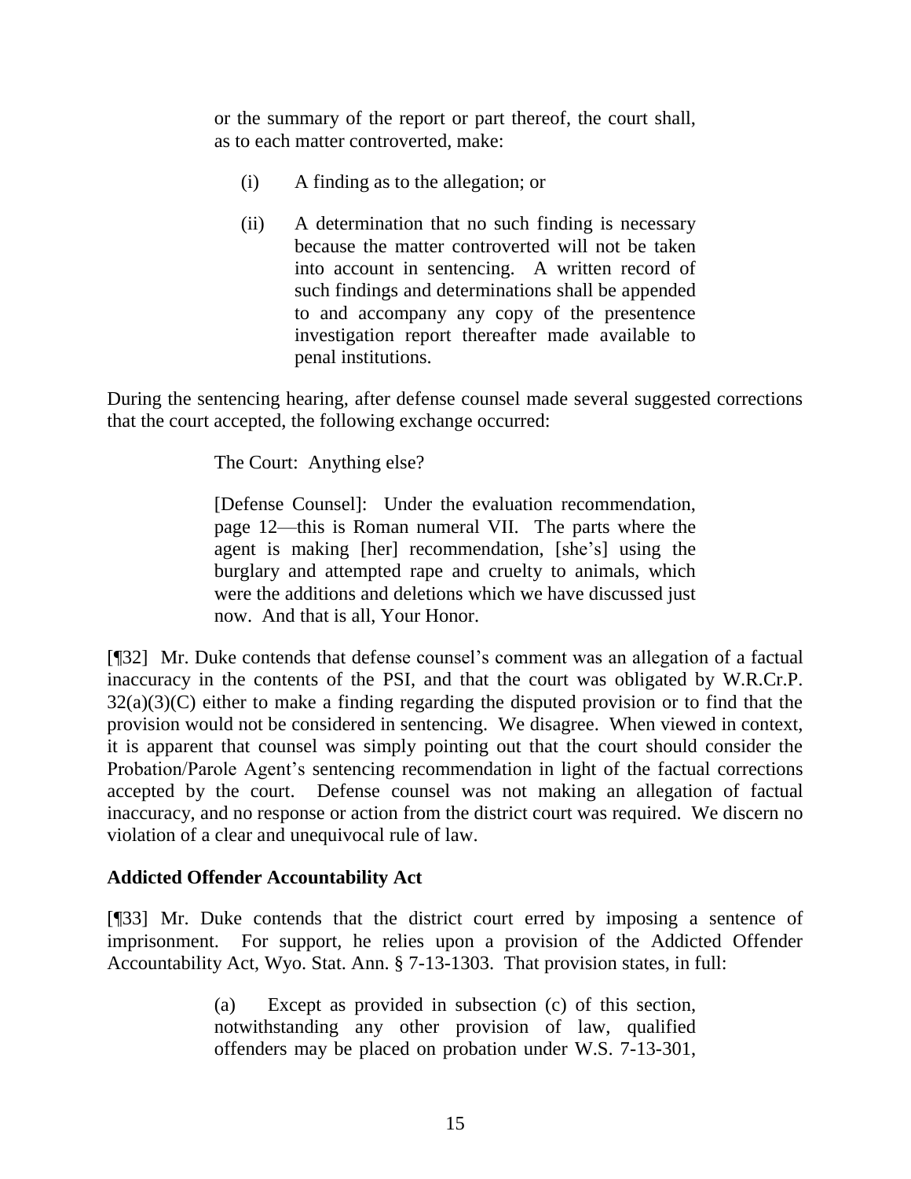> or the summary of the report or part thereof, the court shall, as to each matter controverted, make:
>
> (i) A finding as to the allegation; or
>
> (ii) A determination that no such finding is necessary because the matter controverted will not be taken into account in sentencing. A written record of such findings and determinations shall be appended to and accompany any copy of the presentence investigation report thereafter made available to penal institutions.

During the sentencing hearing, after defense counsel made several suggested corrections that the court accepted, the following exchange occurred:

> The Court: Anything else?
>
> [Defense Counsel]: Under the evaluation recommendation, page 12—this is Roman numeral VII. The parts where the agent is making [her] recommendation, [she's] using the burglary and attempted rape and cruelty to animals, which were the additions and deletions which we have discussed just now. And that is all, Your Honor.

[¶32] Mr. Duke contends that defense counsel's comment was an allegation of a factual inaccuracy in the contents of the PSI, and that the court was obligated by W.R.Cr.P. 32(a)(3)(C) either to make a finding regarding the disputed provision or to find that the provision would not be considered in sentencing. We disagree. When viewed in context, it is apparent that counsel was simply pointing out that the court should consider the Probation/Parole Agent's sentencing recommendation in light of the factual corrections accepted by the court. Defense counsel was not making an allegation of factual inaccuracy, and no response or action from the district court was required. We discern no violation of a clear and unequivocal rule of law.

**Addicted Offender Accountability Act**

[¶33] Mr. Duke contends that the district court erred by imposing a sentence of imprisonment. For support, he relies upon a provision of the Addicted Offender Accountability Act, Wyo. Stat. Ann. § 7-13-1303. That provision states, in full:

> (a) Except as provided in subsection (c) of this section, notwithstanding any other provision of law, qualified offenders may be placed on probation under W.S. 7-13-301,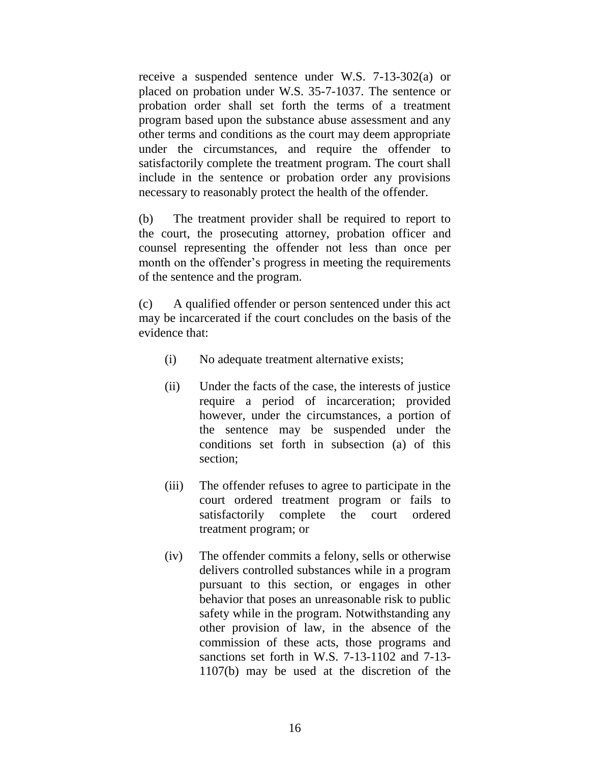receive a suspended sentence under W.S. 7-13-302(a) or placed on probation under W.S. 35-7-1037. The sentence or probation order shall set forth the terms of a treatment program based upon the substance abuse assessment and any other terms and conditions as the court may deem appropriate under the circumstances, and require the offender to satisfactorily complete the treatment program. The court shall include in the sentence or probation order any provisions necessary to reasonably protect the health of the offender.

(b) The treatment provider shall be required to report to the court, the prosecuting attorney, probation officer and counsel representing the offender not less than once per month on the offender's progress in meeting the requirements of the sentence and the program.

(c) A qualified offender or person sentenced under this act may be incarcerated if the court concludes on the basis of the evidence that:

(i) No adequate treatment alternative exists;

(ii) Under the facts of the case, the interests of justice require a period of incarceration; provided however, under the circumstances, a portion of the sentence may be suspended under the conditions set forth in subsection (a) of this section;

(iii) The offender refuses to agree to participate in the court ordered treatment program or fails to satisfactorily complete the court ordered treatment program; or

(iv) The offender commits a felony, sells or otherwise delivers controlled substances while in a program pursuant to this section, or engages in other behavior that poses an unreasonable risk to public safety while in the program. Notwithstanding any other provision of law, in the absence of the commission of these acts, those programs and sanctions set forth in W.S. 7-13-1102 and 7-13-1107(b) may be used at the discretion of the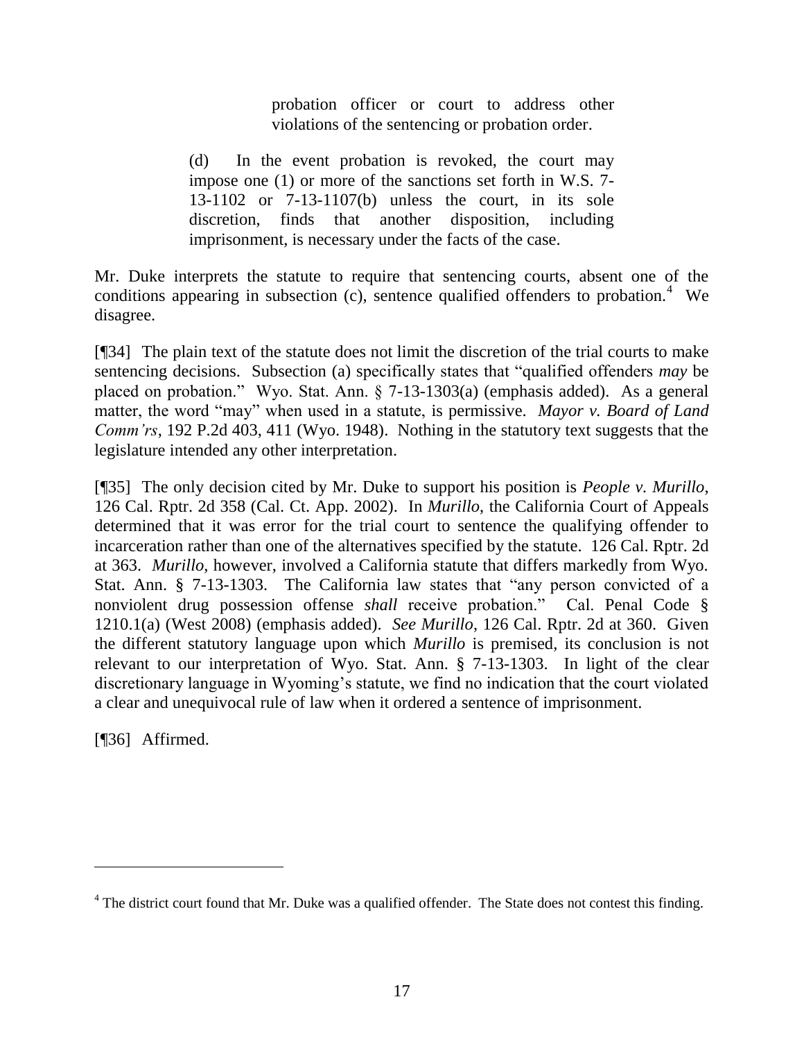> probation officer or court to address other violations of the sentencing or probation order.

> (d) In the event probation is revoked, the court may impose one (1) or more of the sanctions set forth in W.S. 7-13-1102 or 7-13-1107(b) unless the court, in its sole discretion, finds that another disposition, including imprisonment, is necessary under the facts of the case.

Mr. Duke interprets the statute to require that sentencing courts, absent one of the conditions appearing in subsection (c), sentence qualified offenders to probation.[4] We disagree.

[¶34] The plain text of the statute does not limit the discretion of the trial courts to make sentencing decisions. Subsection (a) specifically states that "qualified offenders *may* be placed on probation." Wyo. Stat. Ann. § 7-13-1303(a) (emphasis added). As a general matter, the word "may" when used in a statute, is permissive. *Mayor v. Board of Land Comm'rs*, 192 P.2d 403, 411 (Wyo. 1948). Nothing in the statutory text suggests that the legislature intended any other interpretation.

[¶35] The only decision cited by Mr. Duke to support his position is *People v. Murillo*, 126 Cal. Rptr. 2d 358 (Cal. Ct. App. 2002). In *Murillo*, the California Court of Appeals determined that it was error for the trial court to sentence the qualifying offender to incarceration rather than one of the alternatives specified by the statute. 126 Cal. Rptr. 2d at 363. *Murillo*, however, involved a California statute that differs markedly from Wyo. Stat. Ann. § 7-13-1303. The California law states that "any person convicted of a nonviolent drug possession offense *shall* receive probation." Cal. Penal Code § 1210.1(a) (West 2008) (emphasis added). *See Murillo*, 126 Cal. Rptr. 2d at 360. Given the different statutory language upon which *Murillo* is premised, its conclusion is not relevant to our interpretation of Wyo. Stat. Ann. § 7-13-1303. In light of the clear discretionary language in Wyoming's statute, we find no indication that the court violated a clear and unequivocal rule of law when it ordered a sentence of imprisonment.

[¶36] Affirmed.

---

[4] The district court found that Mr. Duke was a qualified offender. The State does not contest this finding.